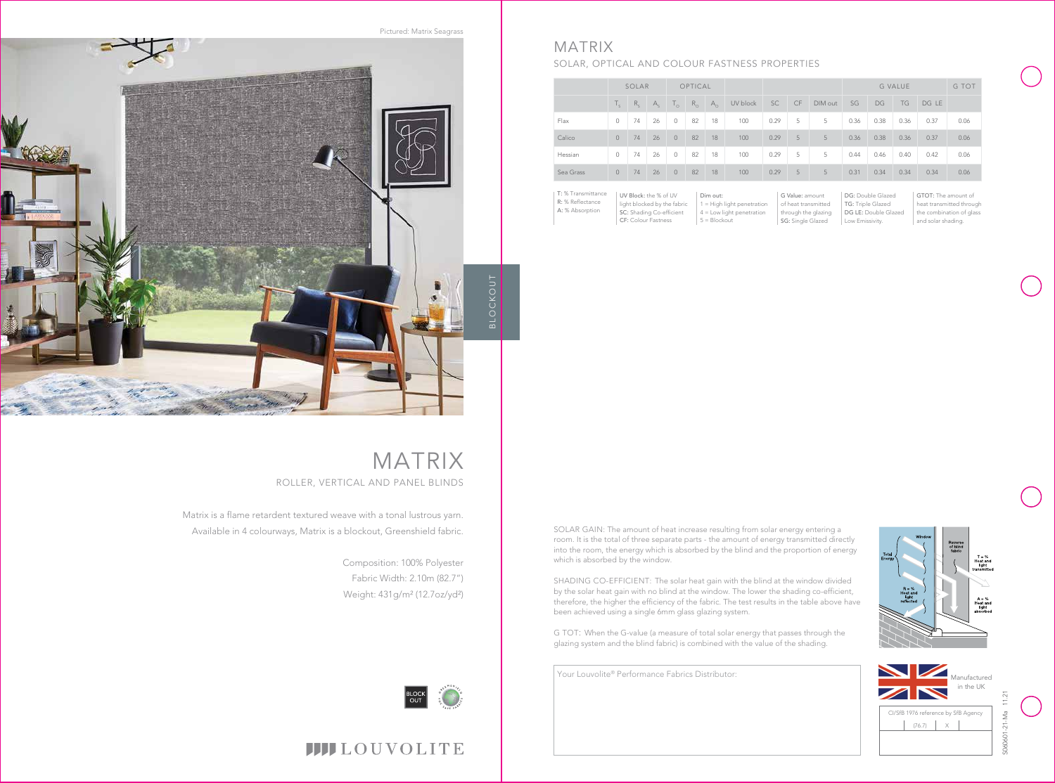Pictured: Matrix Seagrass

BLOCKOUT

# MATRIX

ROLLER, VERTICAL AND PANEL BLINDS

Matrix is a flame retardent textured weave with a tonal lustrous yarn. Available in 4 colourways, Matrix is a blockout, Greenshield fabric.

Composition: 100% Polyester
Fabric Width: 2.10m (82.7")
Weight: 431g/m² (12.7oz/yd²)

LOUVOLITE

# MATRIX

## SOLAR, OPTICAL AND COLOUR FASTNESS PROPERTIES

| | SOLAR | | | OPTICAL | | | | | | | G VALUE | | | | G TOT |
|---|---|---|---|---|---|---|---|---|---|---|---|---|---|---|---|
| | $T_S$ | $R_S$ | $A_S$ | $T_O$ | $R_O$ | $A_O$ | UV block | SC | CF | DIM out | SG | DG | TG | DG LE | |
| Flax | 0 | 74 | 26 | 0 | 82 | 18 | 100 | 0.29 | 5 | 5 | 0.36 | 0.38 | 0.36 | 0.37 | 0.06 |
| Calico | 0 | 74 | 26 | 0 | 82 | 18 | 100 | 0.29 | 5 | 5 | 0.36 | 0.38 | 0.36 | 0.37 | 0.06 |
| Hessian | 0 | 74 | 26 | 0 | 82 | 18 | 100 | 0.29 | 5 | 5 | 0.44 | 0.46 | 0.40 | 0.42 | 0.06 |
| Sea Grass | 0 | 74 | 26 | 0 | 82 | 18 | 100 | 0.29 | 5 | 5 | 0.31 | 0.34 | 0.34 | 0.34 | 0.06 |

**T:** % Transmittance
**R:** % Reflectance
**A:** % Absorption

**UV Block:** the % of UV light blocked by the fabric
**SC:** Shading Co-efficient
**CF:** Colour Fastness

**Dim out:**
1 = High light penetration
4 = Low light penetration
5 = Blockout

**G Value:** amount of heat transmitted through the glazing
**SG:** Single Glazed

**DG:** Double Glazed
**TG:** Triple Glazed
**DG LE:** Double Glazed Low Emissivity.

**GTOT:** The amount of heat transmitted through the combination of glass and solar shading.

SOLAR GAIN: The amount of heat increase resulting from solar energy entering a room. It is the total of three separate parts - the amount of energy transmitted directly into the room, the energy which is absorbed by the blind and the proportion of energy which is absorbed by the window.

SHADING CO-EFFICIENT: The solar heat gain with the blind at the window divided by the solar heat gain with no blind at the window. The lower the shading co-efficient, therefore, the higher the efficiency of the fabric. The test results in the table above have been achieved using a single 6mm glass glazing system.

G TOT: When the G-value (a measure of total solar energy that passes through the glazing system and the blind fabric) is combined with the value of the shading.

Window
Total Energy
Reverse of blind fabric
T = % Heat and light transmitted
R = % Heat and light reflected
A = % Heat and light absorbed

Your Louvolite® Performance Fabrics Distributor:

Manufactured in the UK

CI/SfB 1976 reference by SfB Agency

| (76.7) | X | |
|---|---|---|

S06060 1-21-Ma 11.21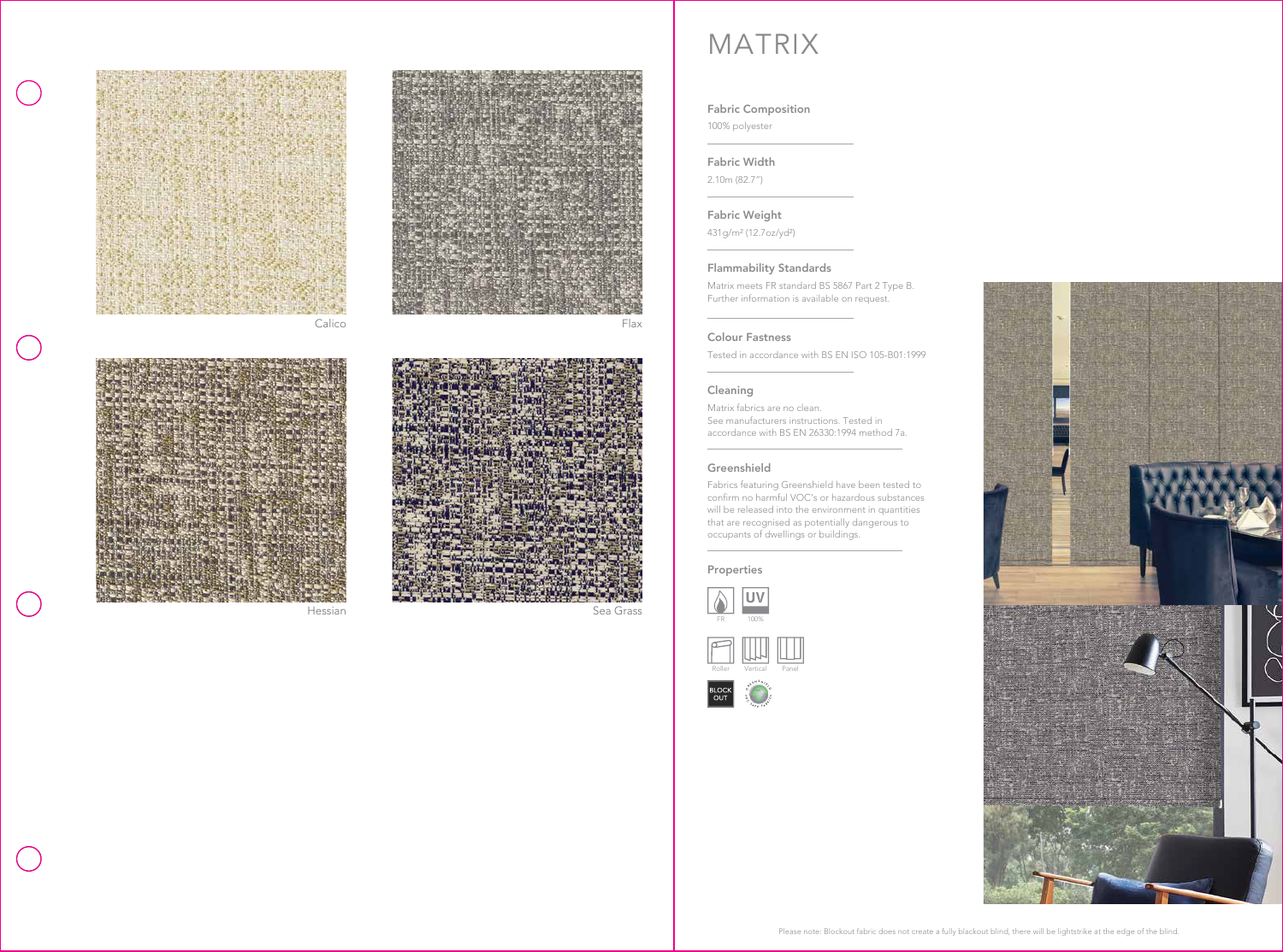Calico

Flax

Hessian

Sea Grass

# MATRIX

### Fabric Composition

100% polyester

### Fabric Width

2.10m (82.7")

### Fabric Weight

431g/m² (12.7oz/yd²)

### Flammability Standards

Matrix meets FR standard BS 5867 Part 2 Type B.
Further information is available on request.

### Colour Fastness

Tested in accordance with BS EN ISO 105-B01:1999

### Cleaning

Matrix fabrics are no clean.
See manufacturers instructions. Tested in accordance with BS EN 26330:1994 method 7a.

### Greenshield

Fabrics featuring Greenshield have been tested to confirm no harmful VOC's or hazardous substances will be released into the environment in quantities that are recognised as potentially dangerous to occupants of dwellings or buildings.

### Properties

FR

UV 100%

Roller

Vertical

Panel

BLOCK OUT

Please note: Blockout fabric does not create a fully blackout blind, there will be lightstrike at the edge of the blind.